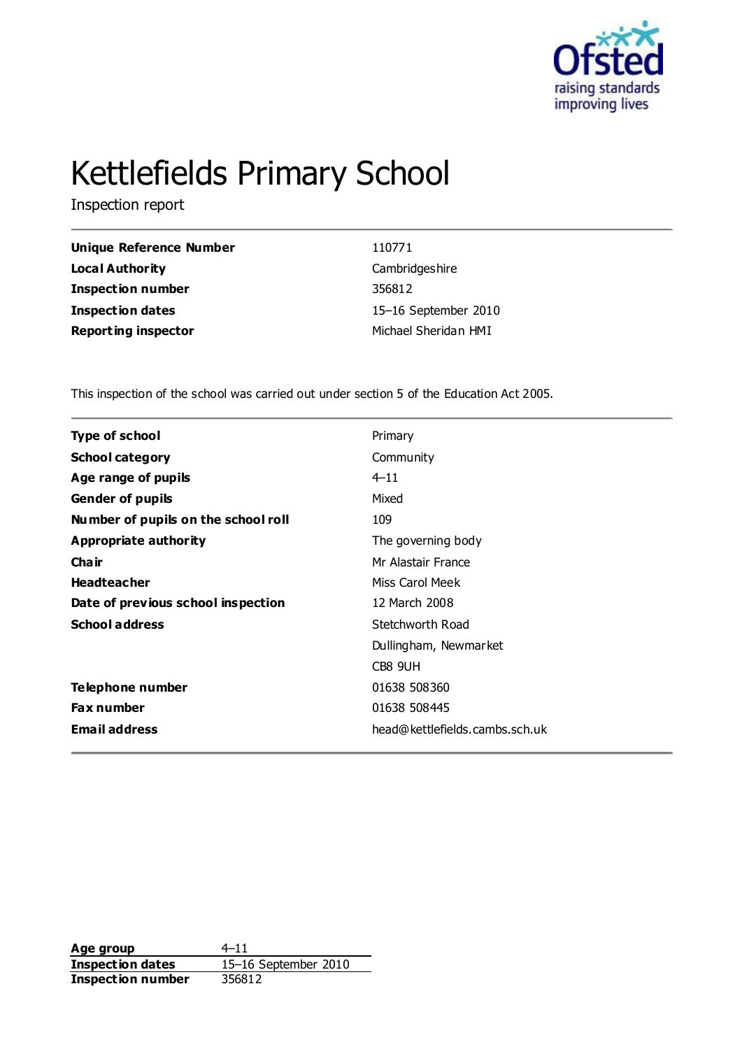# Kettlefields Primary School

Inspection report

| | |
|---|---|
| **Unique Reference Number** | 110771 |
| **Local Authority** | Cambridgeshire |
| **Inspection number** | 356812 |
| **Inspection dates** | 15–16 September 2010 |
| **Reporting inspector** | Michael Sheridan HMI |

This inspection of the school was carried out under section 5 of the Education Act 2005.

| | |
|---|---|
| **Type of school** | Primary |
| **School category** | Community |
| **Age range of pupils** | 4–11 |
| **Gender of pupils** | Mixed |
| **Number of pupils on the school roll** | 109 |
| **Appropriate authority** | The governing body |
| **Chair** | Mr Alastair France |
| **Headteacher** | Miss Carol Meek |
| **Date of previous school inspection** | 12 March 2008 |
| **School address** | Stetchworth Road<br>Dullingham, Newmarket<br>CB8 9UH |
| **Telephone number** | 01638 508360 |
| **Fax number** | 01638 508445 |
| **Email address** | head@kettlefields.cambs.sch.uk |

| | |
|---|---|
| **Age group** | 4–11 |
| **Inspection dates** | 15–16 September 2010 |
| **Inspection number** | 356812 |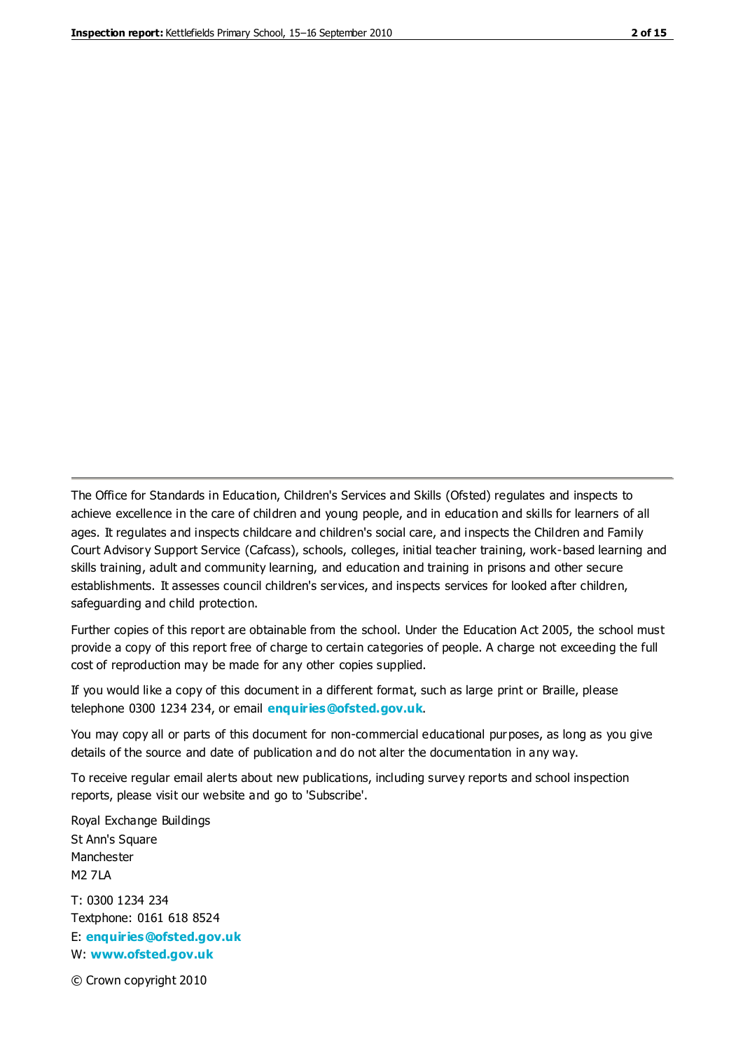The Office for Standards in Education, Children's Services and Skills (Ofsted) regulates and inspects to achieve excellence in the care of children and young people, and in education and skills for learners of all ages. It regulates and inspects childcare and children's social care, and inspects the Children and Family Court Advisory Support Service (Cafcass), schools, colleges, initial teacher training, work-based learning and skills training, adult and community learning, and education and training in prisons and other secure establishments. It assesses council children's services, and inspects services for looked after children, safeguarding and child protection.

Further copies of this report are obtainable from the school. Under the Education Act 2005, the school must provide a copy of this report free of charge to certain categories of people. A charge not exceeding the full cost of reproduction may be made for any other copies supplied.

If you would like a copy of this document in a different format, such as large print or Braille, please telephone 0300 1234 234, or email **enquiries@ofsted.gov.uk**.

You may copy all or parts of this document for non-commercial educational purposes, as long as you give details of the source and date of publication and do not alter the documentation in any way.

To receive regular email alerts about new publications, including survey reports and school inspection reports, please visit our website and go to 'Subscribe'.

Royal Exchange Buildings
St Ann's Square
Manchester
M2 7LA

T: 0300 1234 234
Textphone: 0161 618 8524
E: **enquiries@ofsted.gov.uk**
W: **www.ofsted.gov.uk**

© Crown copyright 2010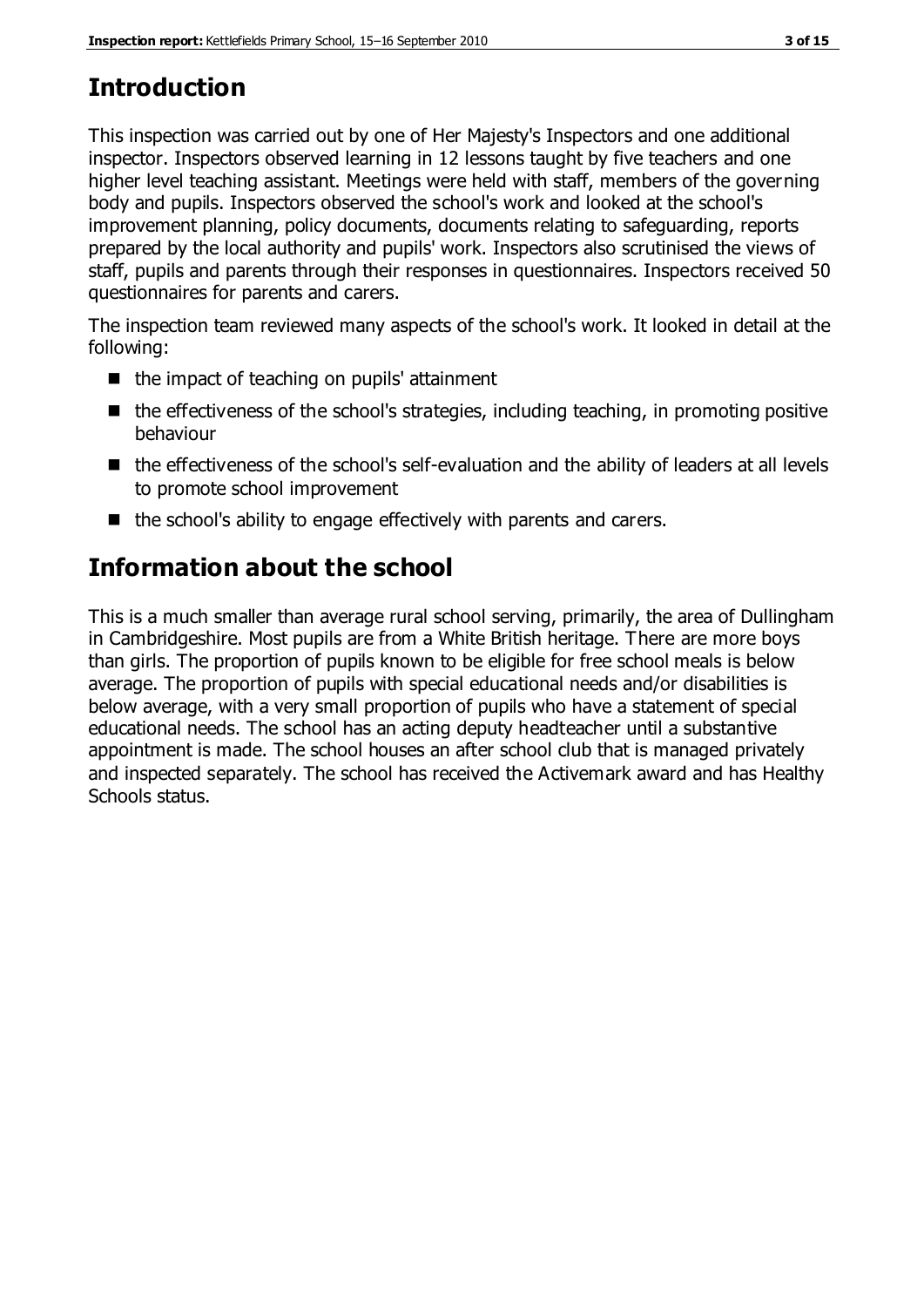# Introduction

This inspection was carried out by one of Her Majesty's Inspectors and one additional inspector. Inspectors observed learning in 12 lessons taught by five teachers and one higher level teaching assistant. Meetings were held with staff, members of the governing body and pupils. Inspectors observed the school's work and looked at the school's improvement planning, policy documents, documents relating to safeguarding, reports prepared by the local authority and pupils' work. Inspectors also scrutinised the views of staff, pupils and parents through their responses in questionnaires. Inspectors received 50 questionnaires for parents and carers.

The inspection team reviewed many aspects of the school's work. It looked in detail at the following:

- the impact of teaching on pupils' attainment
- the effectiveness of the school's strategies, including teaching, in promoting positive behaviour
- the effectiveness of the school's self-evaluation and the ability of leaders at all levels to promote school improvement
- the school's ability to engage effectively with parents and carers.

# Information about the school

This is a much smaller than average rural school serving, primarily, the area of Dullingham in Cambridgeshire. Most pupils are from a White British heritage. There are more boys than girls. The proportion of pupils known to be eligible for free school meals is below average. The proportion of pupils with special educational needs and/or disabilities is below average, with a very small proportion of pupils who have a statement of special educational needs. The school has an acting deputy headteacher until a substantive appointment is made. The school houses an after school club that is managed privately and inspected separately. The school has received the Activemark award and has Healthy Schools status.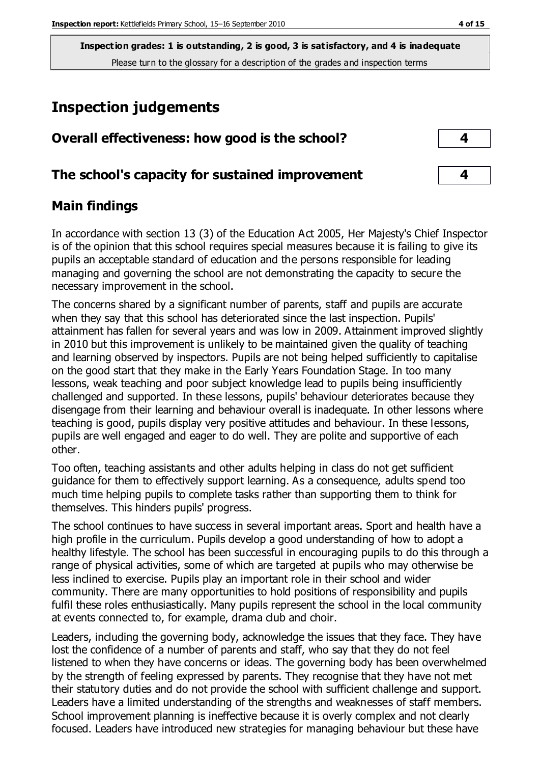**Inspection grades: 1 is outstanding, 2 is good, 3 is satisfactory, and 4 is inadequate**
Please turn to the glossary for a description of the grades and inspection terms

# Inspection judgements

| | |
|---|---|
| **Overall effectiveness: how good is the school?** | **4** |
| **The school's capacity for sustained improvement** | **4** |

## Main findings

In accordance with section 13 (3) of the Education Act 2005, Her Majesty's Chief Inspector is of the opinion that this school requires special measures because it is failing to give its pupils an acceptable standard of education and the persons responsible for leading managing and governing the school are not demonstrating the capacity to secure the necessary improvement in the school.

The concerns shared by a significant number of parents, staff and pupils are accurate when they say that this school has deteriorated since the last inspection. Pupils' attainment has fallen for several years and was low in 2009. Attainment improved slightly in 2010 but this improvement is unlikely to be maintained given the quality of teaching and learning observed by inspectors. Pupils are not being helped sufficiently to capitalise on the good start that they make in the Early Years Foundation Stage. In too many lessons, weak teaching and poor subject knowledge lead to pupils being insufficiently challenged and supported. In these lessons, pupils' behaviour deteriorates because they disengage from their learning and behaviour overall is inadequate. In other lessons where teaching is good, pupils display very positive attitudes and behaviour. In these lessons, pupils are well engaged and eager to do well. They are polite and supportive of each other.

Too often, teaching assistants and other adults helping in class do not get sufficient guidance for them to effectively support learning. As a consequence, adults spend too much time helping pupils to complete tasks rather than supporting them to think for themselves. This hinders pupils' progress.

The school continues to have success in several important areas. Sport and health have a high profile in the curriculum. Pupils develop a good understanding of how to adopt a healthy lifestyle. The school has been successful in encouraging pupils to do this through a range of physical activities, some of which are targeted at pupils who may otherwise be less inclined to exercise. Pupils play an important role in their school and wider community. There are many opportunities to hold positions of responsibility and pupils fulfil these roles enthusiastically. Many pupils represent the school in the local community at events connected to, for example, drama club and choir.

Leaders, including the governing body, acknowledge the issues that they face. They have lost the confidence of a number of parents and staff, who say that they do not feel listened to when they have concerns or ideas. The governing body has been overwhelmed by the strength of feeling expressed by parents. They recognise that they have not met their statutory duties and do not provide the school with sufficient challenge and support. Leaders have a limited understanding of the strengths and weaknesses of staff members. School improvement planning is ineffective because it is overly complex and not clearly focused. Leaders have introduced new strategies for managing behaviour but these have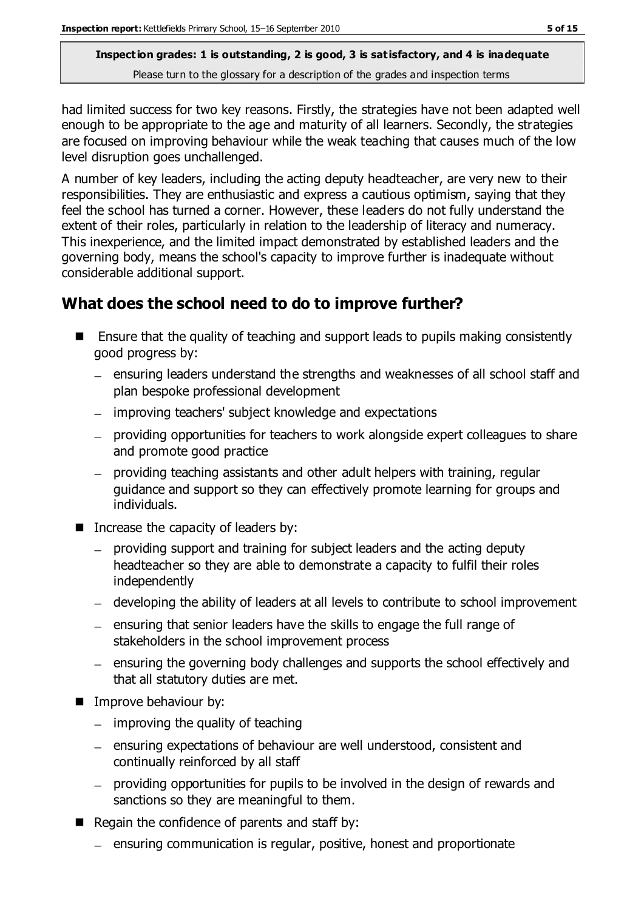had limited success for two key reasons. Firstly, the strategies have not been adapted well enough to be appropriate to the age and maturity of all learners. Secondly, the strategies are focused on improving behaviour while the weak teaching that causes much of the low level disruption goes unchallenged.

A number of key leaders, including the acting deputy headteacher, are very new to their responsibilities. They are enthusiastic and express a cautious optimism, saying that they feel the school has turned a corner. However, these leaders do not fully understand the extent of their roles, particularly in relation to the leadership of literacy and numeracy. This inexperience, and the limited impact demonstrated by established leaders and the governing body, means the school's capacity to improve further is inadequate without considerable additional support.

## What does the school need to do to improve further?

- Ensure that the quality of teaching and support leads to pupils making consistently good progress by:
  - ensuring leaders understand the strengths and weaknesses of all school staff and plan bespoke professional development
  - improving teachers' subject knowledge and expectations
  - providing opportunities for teachers to work alongside expert colleagues to share and promote good practice
  - providing teaching assistants and other adult helpers with training, regular guidance and support so they can effectively promote learning for groups and individuals.
- Increase the capacity of leaders by:
  - providing support and training for subject leaders and the acting deputy headteacher so they are able to demonstrate a capacity to fulfil their roles independently
  - developing the ability of leaders at all levels to contribute to school improvement
  - ensuring that senior leaders have the skills to engage the full range of stakeholders in the school improvement process
  - ensuring the governing body challenges and supports the school effectively and that all statutory duties are met.
- Improve behaviour by:
  - improving the quality of teaching
  - ensuring expectations of behaviour are well understood, consistent and continually reinforced by all staff
  - providing opportunities for pupils to be involved in the design of rewards and sanctions so they are meaningful to them.
- Regain the confidence of parents and staff by:
  - ensuring communication is regular, positive, honest and proportionate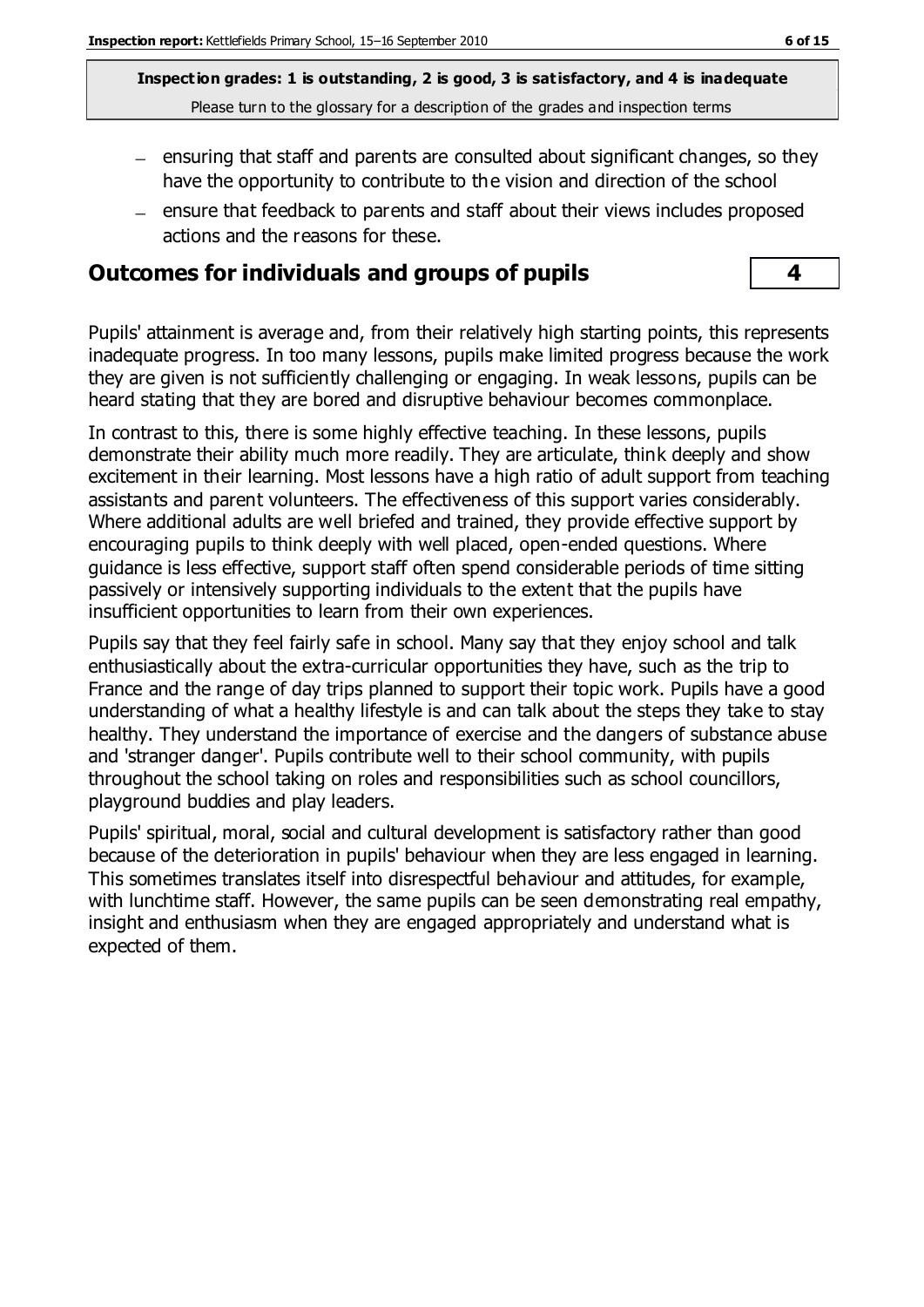- ensuring that staff and parents are consulted about significant changes, so they have the opportunity to contribute to the vision and direction of the school
- ensure that feedback to parents and staff about their views includes proposed actions and the reasons for these.

## Outcomes for individuals and groups of pupils

**4**

Pupils' attainment is average and, from their relatively high starting points, this represents inadequate progress. In too many lessons, pupils make limited progress because the work they are given is not sufficiently challenging or engaging. In weak lessons, pupils can be heard stating that they are bored and disruptive behaviour becomes commonplace.

In contrast to this, there is some highly effective teaching. In these lessons, pupils demonstrate their ability much more readily. They are articulate, think deeply and show excitement in their learning. Most lessons have a high ratio of adult support from teaching assistants and parent volunteers. The effectiveness of this support varies considerably. Where additional adults are well briefed and trained, they provide effective support by encouraging pupils to think deeply with well placed, open-ended questions. Where guidance is less effective, support staff often spend considerable periods of time sitting passively or intensively supporting individuals to the extent that the pupils have insufficient opportunities to learn from their own experiences.

Pupils say that they feel fairly safe in school. Many say that they enjoy school and talk enthusiastically about the extra-curricular opportunities they have, such as the trip to France and the range of day trips planned to support their topic work. Pupils have a good understanding of what a healthy lifestyle is and can talk about the steps they take to stay healthy. They understand the importance of exercise and the dangers of substance abuse and 'stranger danger'. Pupils contribute well to their school community, with pupils throughout the school taking on roles and responsibilities such as school councillors, playground buddies and play leaders.

Pupils' spiritual, moral, social and cultural development is satisfactory rather than good because of the deterioration in pupils' behaviour when they are less engaged in learning. This sometimes translates itself into disrespectful behaviour and attitudes, for example, with lunchtime staff. However, the same pupils can be seen demonstrating real empathy, insight and enthusiasm when they are engaged appropriately and understand what is expected of them.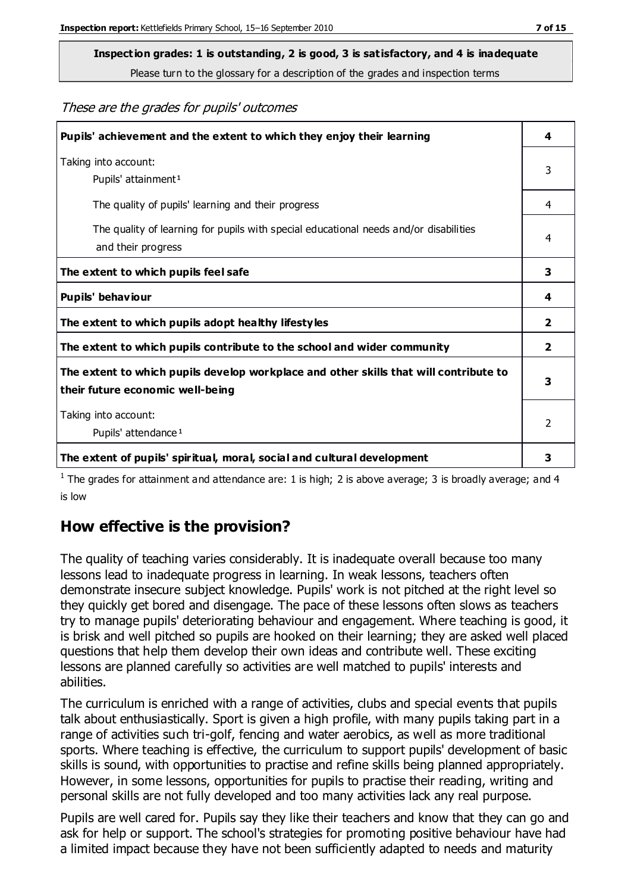**Inspection grades: 1 is outstanding, 2 is good, 3 is satisfactory, and 4 is inadequate**

Please turn to the glossary for a description of the grades and inspection terms

*These are the grades for pupils' outcomes*

| | |
|---|---|
| **Pupils' achievement and the extent to which they enjoy their learning** | **4** |
| Taking into account:<br>Pupils' attainment [1] | 3 |
| The quality of pupils' learning and their progress | 4 |
| The quality of learning for pupils with special educational needs and/or disabilities and their progress | 4 |
| **The extent to which pupils feel safe** | **3** |
| **Pupils' behaviour** | **4** |
| **The extent to which pupils adopt healthy lifestyles** | **2** |
| **The extent to which pupils contribute to the school and wider community** | **2** |
| **The extent to which pupils develop workplace and other skills that will contribute to their future economic well-being** | **3** |
| Taking into account:<br>Pupils' attendance [1] | 2 |
| **The extent of pupils' spiritual, moral, social and cultural development** | **3** |

[1] The grades for attainment and attendance are: 1 is high; 2 is above average; 3 is broadly average; and 4 is low

## How effective is the provision?

The quality of teaching varies considerably. It is inadequate overall because too many lessons lead to inadequate progress in learning. In weak lessons, teachers often demonstrate insecure subject knowledge. Pupils' work is not pitched at the right level so they quickly get bored and disengage. The pace of these lessons often slows as teachers try to manage pupils' deteriorating behaviour and engagement. Where teaching is good, it is brisk and well pitched so pupils are hooked on their learning; they are asked well placed questions that help them develop their own ideas and contribute well. These exciting lessons are planned carefully so activities are well matched to pupils' interests and abilities.

The curriculum is enriched with a range of activities, clubs and special events that pupils talk about enthusiastically. Sport is given a high profile, with many pupils taking part in a range of activities such tri-golf, fencing and water aerobics, as well as more traditional sports. Where teaching is effective, the curriculum to support pupils' development of basic skills is sound, with opportunities to practise and refine skills being planned appropriately. However, in some lessons, opportunities for pupils to practise their reading, writing and personal skills are not fully developed and too many activities lack any real purpose.

Pupils are well cared for. Pupils say they like their teachers and know that they can go and ask for help or support. The school's strategies for promoting positive behaviour have had a limited impact because they have not been sufficiently adapted to needs and maturity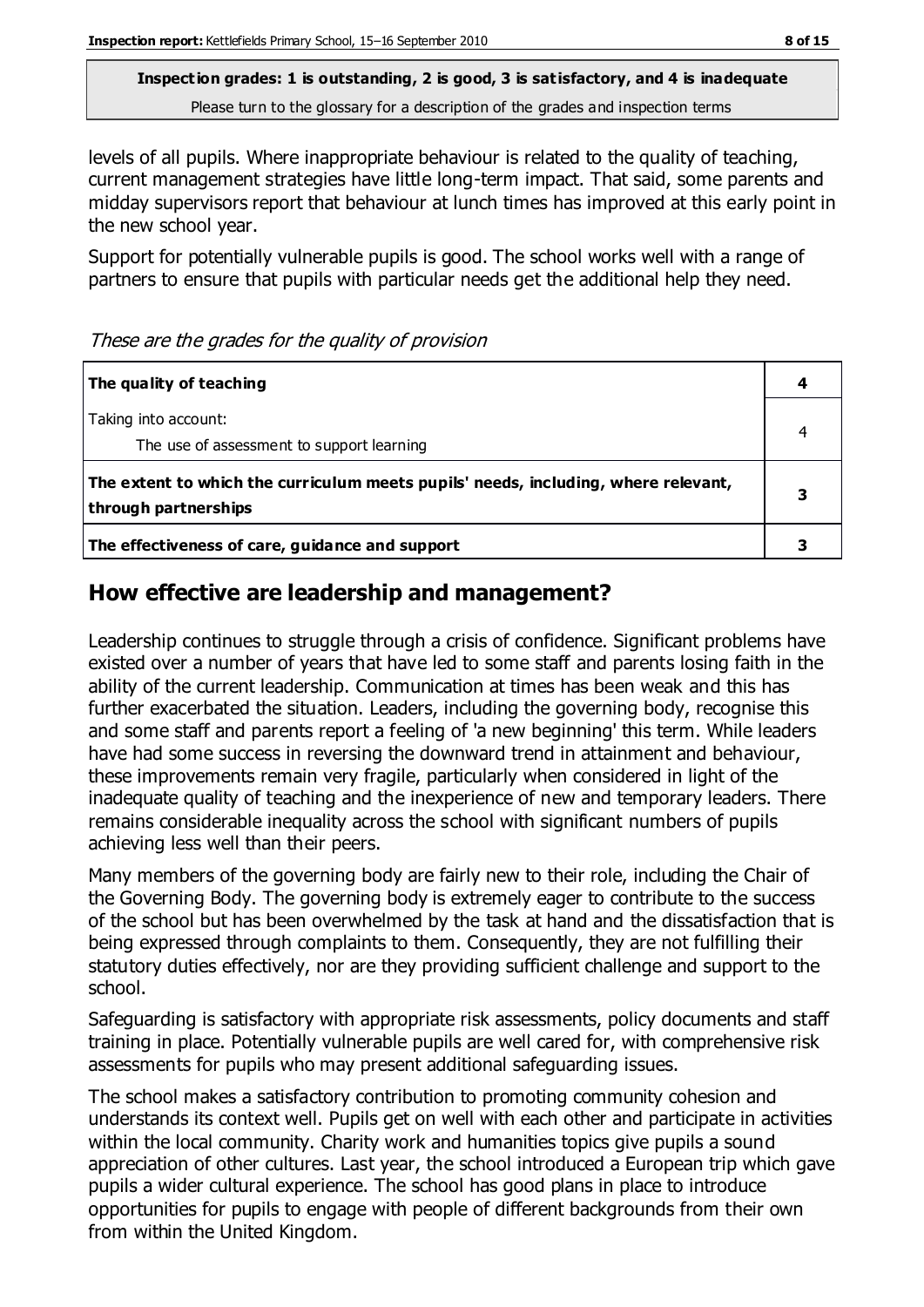**Inspection grades: 1 is outstanding, 2 is good, 3 is satisfactory, and 4 is inadequate**

Please turn to the glossary for a description of the grades and inspection terms

levels of all pupils. Where inappropriate behaviour is related to the quality of teaching, current management strategies have little long-term impact. That said, some parents and midday supervisors report that behaviour at lunch times has improved at this early point in the new school year.

Support for potentially vulnerable pupils is good. The school works well with a range of partners to ensure that pupils with particular needs get the additional help they need.

*These are the grades for the quality of provision*

| | |
|---|---|
| **The quality of teaching** | **4** |
| Taking into account:<br>The use of assessment to support learning | 4 |
| **The extent to which the curriculum meets pupils' needs, including, where relevant, through partnerships** | **3** |
| **The effectiveness of care, guidance and support** | **3** |

## How effective are leadership and management?

Leadership continues to struggle through a crisis of confidence. Significant problems have existed over a number of years that have led to some staff and parents losing faith in the ability of the current leadership. Communication at times has been weak and this has further exacerbated the situation. Leaders, including the governing body, recognise this and some staff and parents report a feeling of 'a new beginning' this term. While leaders have had some success in reversing the downward trend in attainment and behaviour, these improvements remain very fragile, particularly when considered in light of the inadequate quality of teaching and the inexperience of new and temporary leaders. There remains considerable inequality across the school with significant numbers of pupils achieving less well than their peers.

Many members of the governing body are fairly new to their role, including the Chair of the Governing Body. The governing body is extremely eager to contribute to the success of the school but has been overwhelmed by the task at hand and the dissatisfaction that is being expressed through complaints to them. Consequently, they are not fulfilling their statutory duties effectively, nor are they providing sufficient challenge and support to the school.

Safeguarding is satisfactory with appropriate risk assessments, policy documents and staff training in place. Potentially vulnerable pupils are well cared for, with comprehensive risk assessments for pupils who may present additional safeguarding issues.

The school makes a satisfactory contribution to promoting community cohesion and understands its context well. Pupils get on well with each other and participate in activities within the local community. Charity work and humanities topics give pupils a sound appreciation of other cultures. Last year, the school introduced a European trip which gave pupils a wider cultural experience. The school has good plans in place to introduce opportunities for pupils to engage with people of different backgrounds from their own from within the United Kingdom.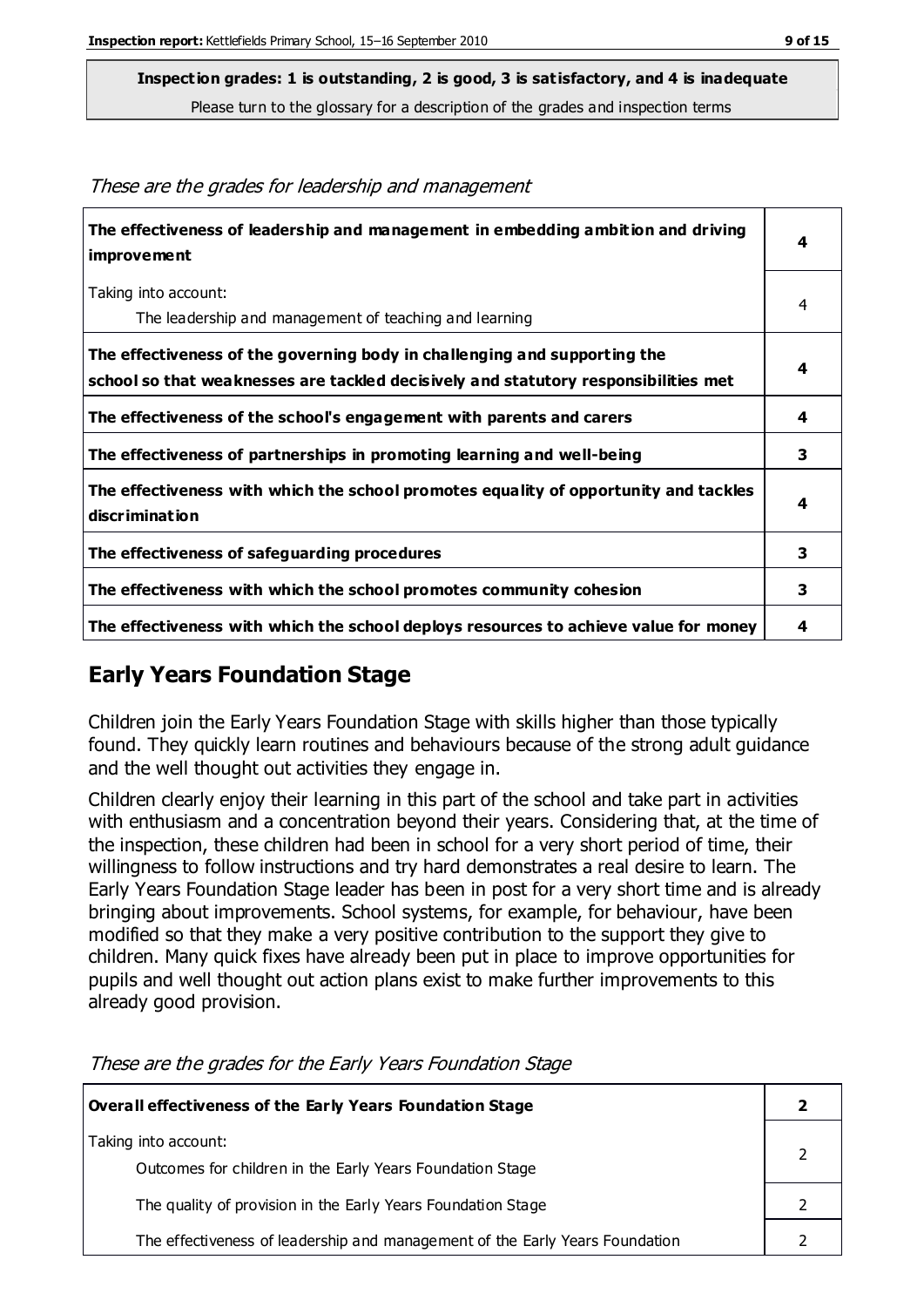**Inspection grades: 1 is outstanding, 2 is good, 3 is satisfactory, and 4 is inadequate**

Please turn to the glossary for a description of the grades and inspection terms

*These are the grades for leadership and management*

| | |
|---|---|
| **The effectiveness of leadership and management in embedding ambition and driving improvement** | **4** |
| Taking into account:<br>The leadership and management of teaching and learning | 4 |
| **The effectiveness of the governing body in challenging and supporting the school so that weaknesses are tackled decisively and statutory responsibilities met** | **4** |
| **The effectiveness of the school's engagement with parents and carers** | **4** |
| **The effectiveness of partnerships in promoting learning and well-being** | **3** |
| **The effectiveness with which the school promotes equality of opportunity and tackles discrimination** | **4** |
| **The effectiveness of safeguarding procedures** | **3** |
| **The effectiveness with which the school promotes community cohesion** | **3** |
| **The effectiveness with which the school deploys resources to achieve value for money** | **4** |

## Early Years Foundation Stage

Children join the Early Years Foundation Stage with skills higher than those typically found. They quickly learn routines and behaviours because of the strong adult guidance and the well thought out activities they engage in.

Children clearly enjoy their learning in this part of the school and take part in activities with enthusiasm and a concentration beyond their years. Considering that, at the time of the inspection, these children had been in school for a very short period of time, their willingness to follow instructions and try hard demonstrates a real desire to learn. The Early Years Foundation Stage leader has been in post for a very short time and is already bringing about improvements. School systems, for example, for behaviour, have been modified so that they make a very positive contribution to the support they give to children. Many quick fixes have already been put in place to improve opportunities for pupils and well thought out action plans exist to make further improvements to this already good provision.

*These are the grades for the Early Years Foundation Stage*

| | |
|---|---|
| **Overall effectiveness of the Early Years Foundation Stage** | **2** |
| Taking into account:<br>Outcomes for children in the Early Years Foundation Stage | 2 |
| The quality of provision in the Early Years Foundation Stage | 2 |
| The effectiveness of leadership and management of the Early Years Foundation | 2 |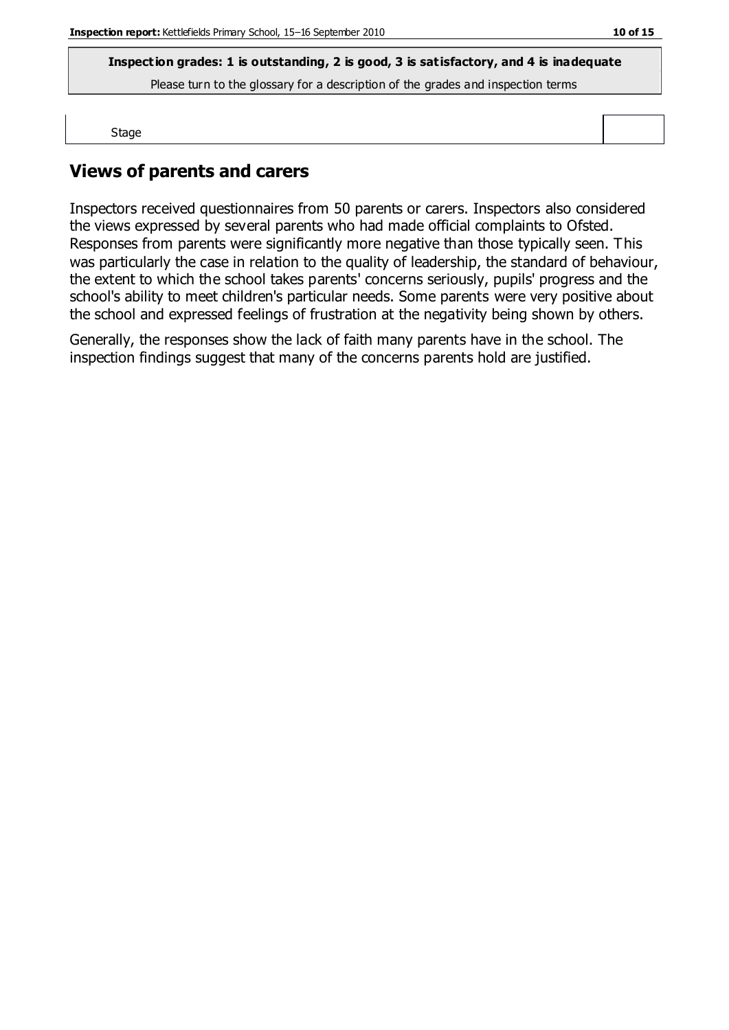**Inspection grades: 1 is outstanding, 2 is good, 3 is satisfactory, and 4 is inadequate**

Please turn to the glossary for a description of the grades and inspection terms

| Stage | |
|---|---|

## Views of parents and carers

Inspectors received questionnaires from 50 parents or carers. Inspectors also considered the views expressed by several parents who had made official complaints to Ofsted. Responses from parents were significantly more negative than those typically seen. This was particularly the case in relation to the quality of leadership, the standard of behaviour, the extent to which the school takes parents' concerns seriously, pupils' progress and the school's ability to meet children's particular needs. Some parents were very positive about the school and expressed feelings of frustration at the negativity being shown by others.

Generally, the responses show the lack of faith many parents have in the school. The inspection findings suggest that many of the concerns parents hold are justified.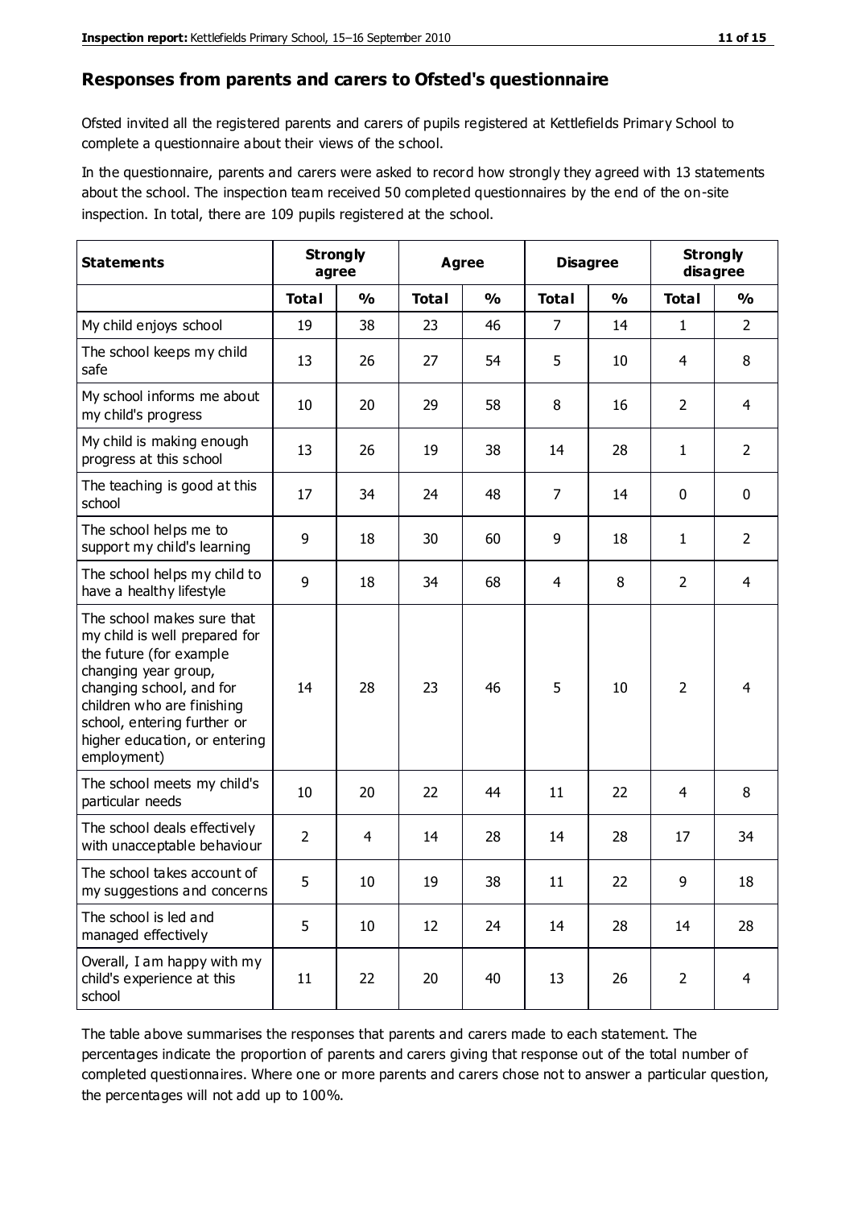## Responses from parents and carers to Ofsted's questionnaire

Ofsted invited all the registered parents and carers of pupils registered at Kettlefields Primary School to complete a questionnaire about their views of the school.

In the questionnaire, parents and carers were asked to record how strongly they agreed with 13 statements about the school. The inspection team received 50 completed questionnaires by the end of the on-site inspection. In total, there are 109 pupils registered at the school.

| Statements | Strongly agree | | Agree | | Disagree | | Strongly disagree | |
|---|---|---|---|---|---|---|---|---|
| | Total | % | Total | % | Total | % | Total | % |
| My child enjoys school | 19 | 38 | 23 | 46 | 7 | 14 | 1 | 2 |
| The school keeps my child safe | 13 | 26 | 27 | 54 | 5 | 10 | 4 | 8 |
| My school informs me about my child's progress | 10 | 20 | 29 | 58 | 8 | 16 | 2 | 4 |
| My child is making enough progress at this school | 13 | 26 | 19 | 38 | 14 | 28 | 1 | 2 |
| The teaching is good at this school | 17 | 34 | 24 | 48 | 7 | 14 | 0 | 0 |
| The school helps me to support my child's learning | 9 | 18 | 30 | 60 | 9 | 18 | 1 | 2 |
| The school helps my child to have a healthy lifestyle | 9 | 18 | 34 | 68 | 4 | 8 | 2 | 4 |
| The school makes sure that my child is well prepared for the future (for example changing year group, changing school, and for children who are finishing school, entering further or higher education, or entering employment) | 14 | 28 | 23 | 46 | 5 | 10 | 2 | 4 |
| The school meets my child's particular needs | 10 | 20 | 22 | 44 | 11 | 22 | 4 | 8 |
| The school deals effectively with unacceptable behaviour | 2 | 4 | 14 | 28 | 14 | 28 | 17 | 34 |
| The school takes account of my suggestions and concerns | 5 | 10 | 19 | 38 | 11 | 22 | 9 | 18 |
| The school is led and managed effectively | 5 | 10 | 12 | 24 | 14 | 28 | 14 | 28 |
| Overall, I am happy with my child's experience at this school | 11 | 22 | 20 | 40 | 13 | 26 | 2 | 4 |

The table above summarises the responses that parents and carers made to each statement. The percentages indicate the proportion of parents and carers giving that response out of the total number of completed questionnaires. Where one or more parents and carers chose not to answer a particular question, the percentages will not add up to 100%.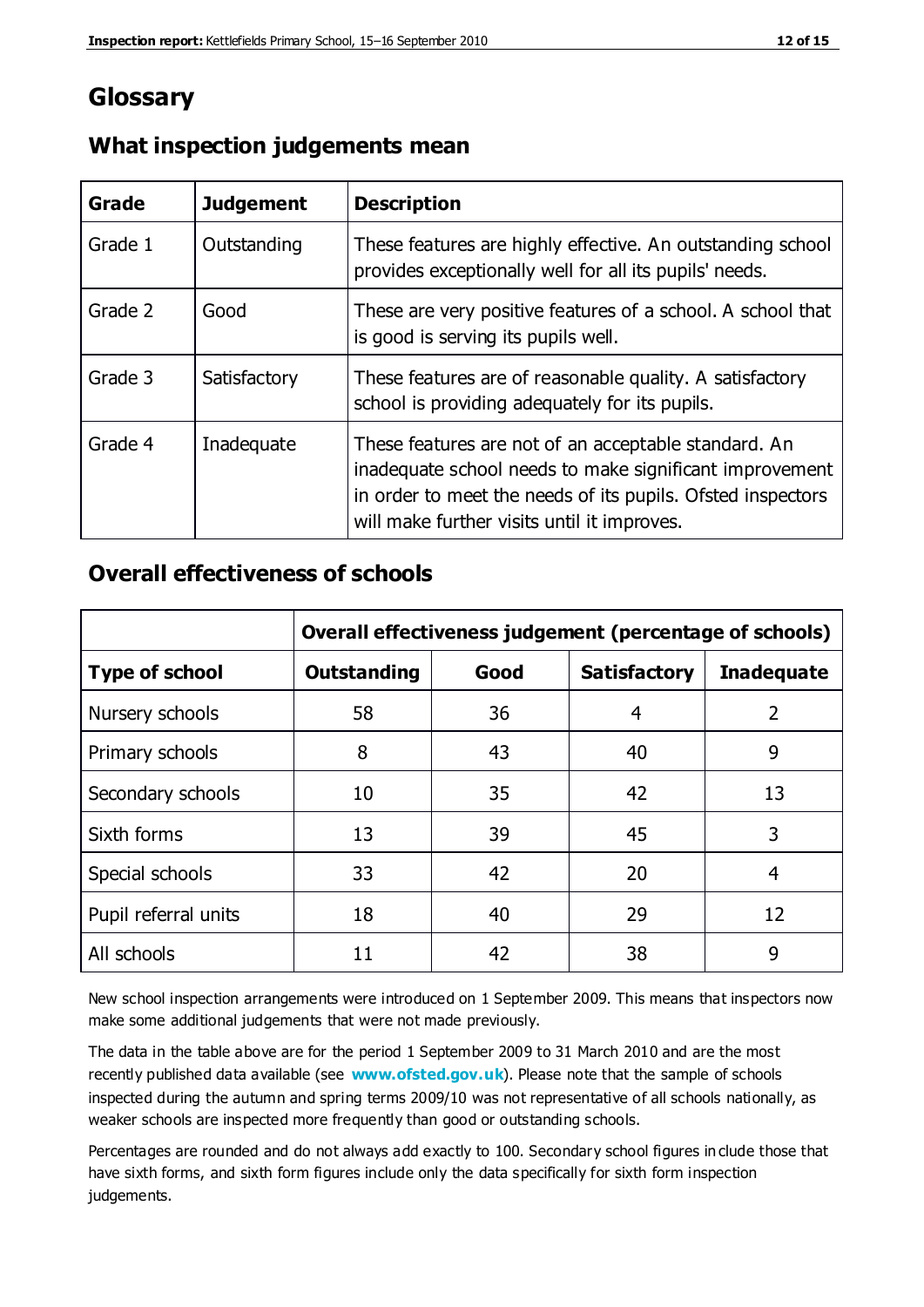# Glossary

## What inspection judgements mean

| Grade | Judgement | Description |
|---|---|---|
| Grade 1 | Outstanding | These features are highly effective. An outstanding school provides exceptionally well for all its pupils' needs. |
| Grade 2 | Good | These are very positive features of a school. A school that is good is serving its pupils well. |
| Grade 3 | Satisfactory | These features are of reasonable quality. A satisfactory school is providing adequately for its pupils. |
| Grade 4 | Inadequate | These features are not of an acceptable standard. An inadequate school needs to make significant improvement in order to meet the needs of its pupils. Ofsted inspectors will make further visits until it improves. |

## Overall effectiveness of schools

| | Overall effectiveness judgement (percentage of schools) | | | |
|---|---|---|---|---|
| **Type of school** | **Outstanding** | **Good** | **Satisfactory** | **Inadequate** |
| Nursery schools | 58 | 36 | 4 | 2 |
| Primary schools | 8 | 43 | 40 | 9 |
| Secondary schools | 10 | 35 | 42 | 13 |
| Sixth forms | 13 | 39 | 45 | 3 |
| Special schools | 33 | 42 | 20 | 4 |
| Pupil referral units | 18 | 40 | 29 | 12 |
| All schools | 11 | 42 | 38 | 9 |

New school inspection arrangements were introduced on 1 September 2009. This means that inspectors now make some additional judgements that were not made previously.

The data in the table above are for the period 1 September 2009 to 31 March 2010 and are the most recently published data available (see **www.ofsted.gov.uk**). Please note that the sample of schools inspected during the autumn and spring terms 2009/10 was not representative of all schools nationally, as weaker schools are inspected more frequently than good or outstanding schools.

Percentages are rounded and do not always add exactly to 100. Secondary school figures include those that have sixth forms, and sixth form figures include only the data specifically for sixth form inspection judgements.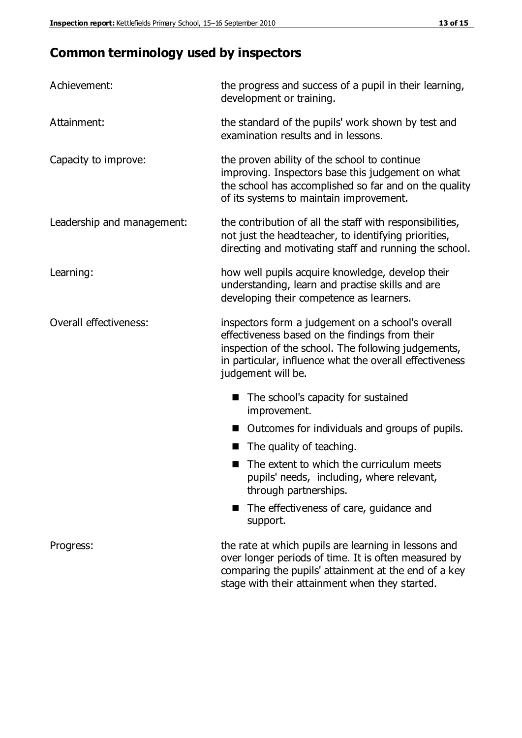## Common terminology used by inspectors

| | |
|---|---|
| Achievement: | the progress and success of a pupil in their learning, development or training. |
| Attainment: | the standard of the pupils' work shown by test and examination results and in lessons. |
| Capacity to improve: | the proven ability of the school to continue improving. Inspectors base this judgement on what the school has accomplished so far and on the quality of its systems to maintain improvement. |
| Leadership and management: | the contribution of all the staff with responsibilities, not just the headteacher, to identifying priorities, directing and motivating staff and running the school. |
| Learning: | how well pupils acquire knowledge, develop their understanding, learn and practise skills and are developing their competence as learners. |
| Overall effectiveness: | inspectors form a judgement on a school's overall effectiveness based on the findings from their inspection of the school. The following judgements, in particular, influence what the overall effectiveness judgement will be. ■ The school's capacity for sustained improvement. ■ Outcomes for individuals and groups of pupils. ■ The quality of teaching. ■ The extent to which the curriculum meets pupils' needs, including, where relevant, through partnerships. ■ The effectiveness of care, guidance and support. |
| Progress: | the rate at which pupils are learning in lessons and over longer periods of time. It is often measured by comparing the pupils' attainment at the end of a key stage with their attainment when they started. |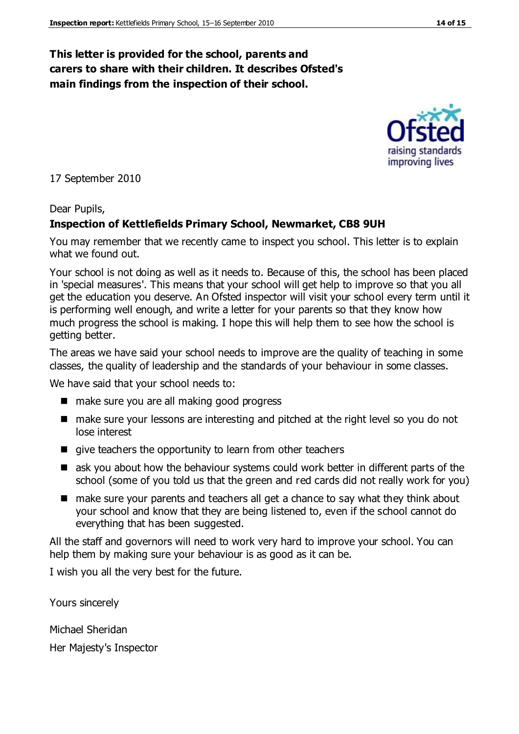**This letter is provided for the school, parents and carers to share with their children. It describes Ofsted's main findings from the inspection of their school.**

17 September 2010

Dear Pupils,

**Inspection of Kettlefields Primary School, Newmarket, CB8 9UH**

You may remember that we recently came to inspect you school. This letter is to explain what we found out.

Your school is not doing as well as it needs to. Because of this, the school has been placed in 'special measures'. This means that your school will get help to improve so that you all get the education you deserve. An Ofsted inspector will visit your school every term until it is performing well enough, and write a letter for your parents so that they know how much progress the school is making. I hope this will help them to see how the school is getting better.

The areas we have said your school needs to improve are the quality of teaching in some classes, the quality of leadership and the standards of your behaviour in some classes.

We have said that your school needs to:

- make sure you are all making good progress
- make sure your lessons are interesting and pitched at the right level so you do not lose interest
- give teachers the opportunity to learn from other teachers
- ask you about how the behaviour systems could work better in different parts of the school (some of you told us that the green and red cards did not really work for you)
- make sure your parents and teachers all get a chance to say what they think about your school and know that they are being listened to, even if the school cannot do everything that has been suggested.

All the staff and governors will need to work very hard to improve your school. You can help them by making sure your behaviour is as good as it can be.

I wish you all the very best for the future.

Yours sincerely

Michael Sheridan

Her Majesty's Inspector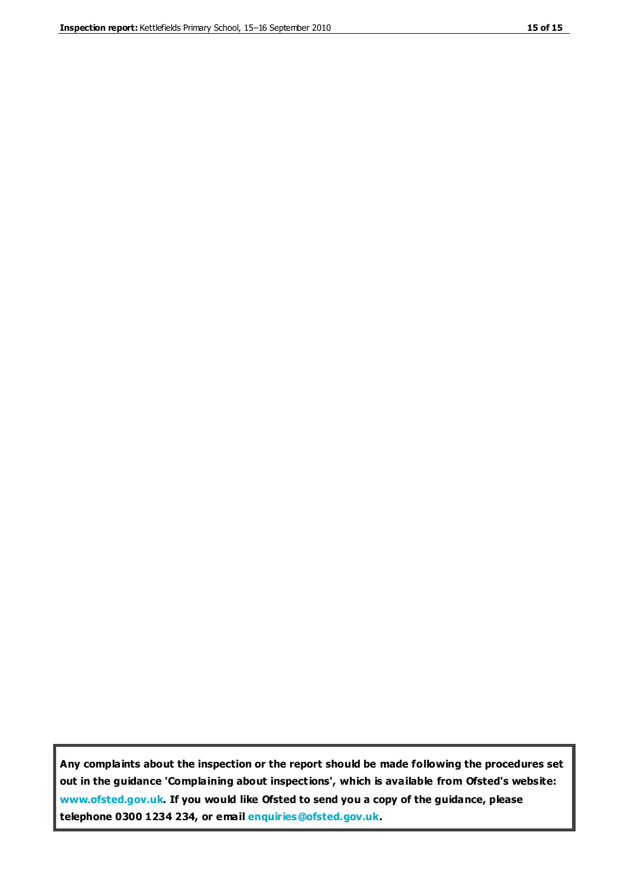**Any complaints about the inspection or the report should be made following the procedures set out in the guidance 'Complaining about inspections', which is available from Ofsted's website: www.ofsted.gov.uk. If you would like Ofsted to send you a copy of the guidance, please telephone 0300 1234 234, or email enquiries@ofsted.gov.uk.**